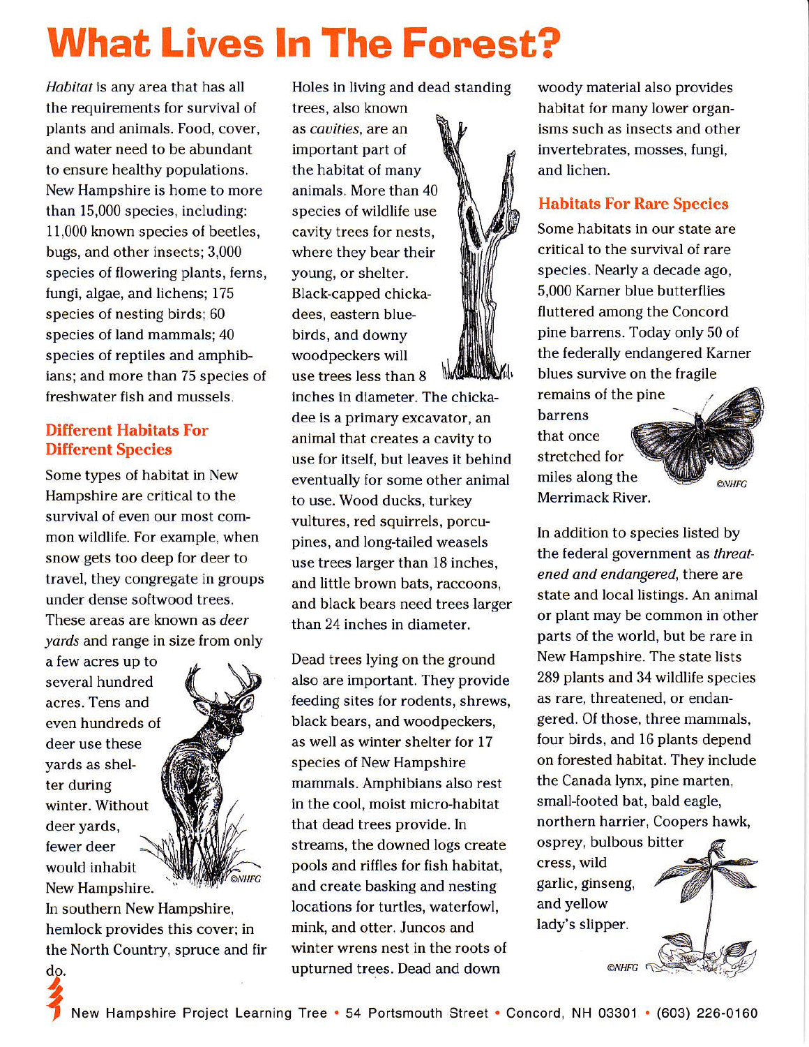# What Lives In The Forest?

*Habitat* is any area that has all the requirements for survival of plants and animals. Food, cover, and water need to be abundant to ensure healthy populations. New Hampshire is home to more than 15,000 species, including: 11,000 known species of beetles, bugs, and other insects; 3,000 species of flowering plants, ferns, fungi, algae, and lichens; 175 species of nesting birds; 60 species of land mammals; 40 species of reptiles and amphibians; and more than 75 species of freshwater fish and mussels.

## Different Habitats For Different Species

Some types of habitat in New Hampshire are critical to the survival of even our most common wildlife. For example, when snow gets too deep for deer to travel, they congregate in groups under dense softwood trees. These areas are known as *deer yards* and range in size from only a few acres up to several hundred acres. Tens and even hundreds of deer use these yards as shelter during winter. Without deer yards, fewer deer would inhabit New Hampshire. In southern New Hampshire, hemlock provides this cover; in the North Country, spruce and fir do.

Holes in living and dead standing trees, also known as *cavities*, are an important part of the habitat of many animals. More than 40 species of wildlife use cavity trees for nests, where they bear their young, or shelter. Black-capped chickadees, eastern bluebirds, and downy woodpeckers will use trees less than 8 inches in diameter. The chickadee is a primary excavator, an animal that creates a cavity to use for itself, but leaves it behind eventually for some other animal to use. Wood ducks, turkey vultures, red squirrels, porcupines, and long-tailed weasels use trees larger than 18 inches, and little brown bats, raccoons, and black bears need trees larger than 24 inches in diameter.

Dead trees lying on the ground also are important. They provide feeding sites for rodents, shrews, black bears, and woodpeckers, as well as winter shelter for 17 species of New Hampshire mammals. Amphibians also rest in the cool, moist micro-habitat that dead trees provide. In streams, the downed logs create pools and riffles for fish habitat, and create basking and nesting locations for turtles, waterfowl, mink, and otter. Juncos and winter wrens nest in the roots of upturned trees. Dead and down woody material also provides habitat for many lower organisms such as insects and other invertebrates, mosses, fungi, and lichen.

## Habitats For Rare Species

Some habitats in our state are critical to the survival of rare species. Nearly a decade ago, 5,000 Karner blue butterflies fluttered among the Concord pine barrens. Today only 50 of the federally endangered Karner blues survive on the fragile remains of the pine barrens that once stretched for miles along the Merrimack River.

In addition to species listed by the federal government as *threatened and endangered*, there are state and local listings. An animal or plant may be common in other parts of the world, but be rare in New Hampshire. The state lists 289 plants and 34 wildlife species as rare, threatened, or endangered. Of those, three mammals, four birds, and 16 plants depend on forested habitat. They include the Canada lynx, pine marten, small-footed bat, bald eagle, northern harrier, Coopers hawk, osprey, bulbous bitter cress, wild garlic, ginseng, and yellow lady's slipper.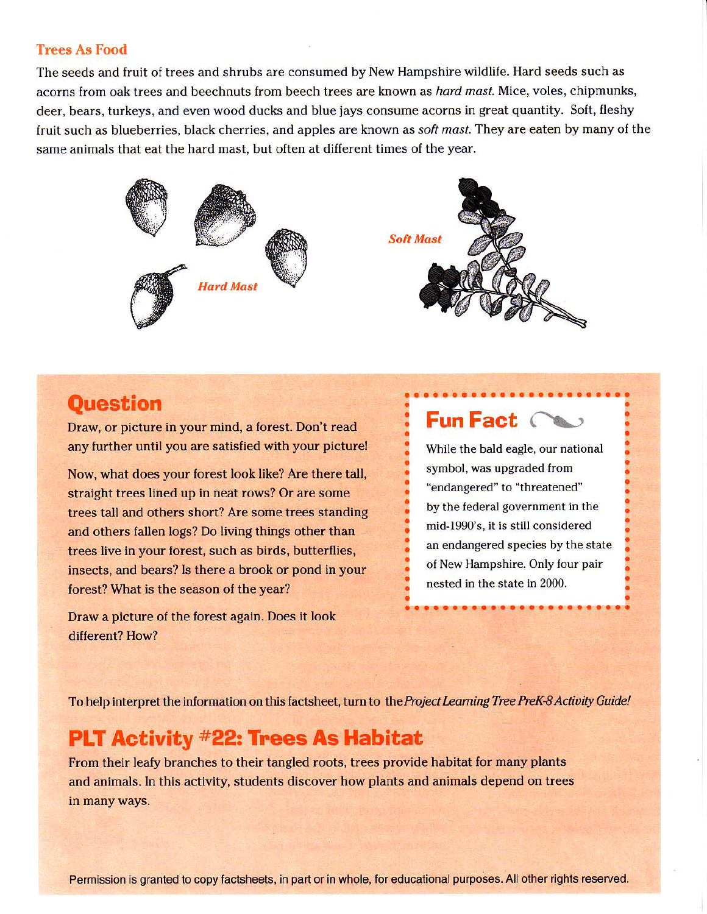## Trees As Food

The seeds and fruit of trees and shrubs are consumed by New Hampshire wildlife. Hard seeds such as acorns from oak trees and beechnuts from beech trees are known as *hard mast.* Mice, voles, chipmunks, deer, bears, turkeys, and even wood ducks and blue jays consume acorns in great quantity. Soft, fleshy fruit such as blueberries, black cherries, and apples are known as *soft mast.* They are eaten by many of the same animals that eat the hard mast, but often at different times of the year.

*Hard Mast*

*Soft Mast*

## Question

Draw, or picture in your mind, a forest. Don't read any further until you are satisfied with your picture!

Now, what does your forest look like? Are there tall, straight trees lined up in neat rows? Or are some trees tall and others short? Are some trees standing and others fallen logs? Do living things other than trees live in your forest, such as birds, butterflies, insects, and bears? Is there a brook or pond in your forest? What is the season of the year?

Draw a picture of the forest again. Does it look different? How?

## Fun Fact

While the bald eagle, our national symbol, was upgraded from "endangered" to "threatened" by the federal government in the mid-1990's, it is still considered an endangered species by the state of New Hampshire. Only four pair nested in the state in 2000.

To help interpret the information on this factsheet, turn to the *Project Learning Tree PreK-8 Activity Guide!*

## PLT Activity #22: Trees As Habitat

From their leafy branches to their tangled roots, trees provide habitat for many plants and animals. In this activity, students discover how plants and animals depend on trees in many ways.

Permission is granted to copy factsheets, in part or in whole, for educational purposes. All other rights reserved.